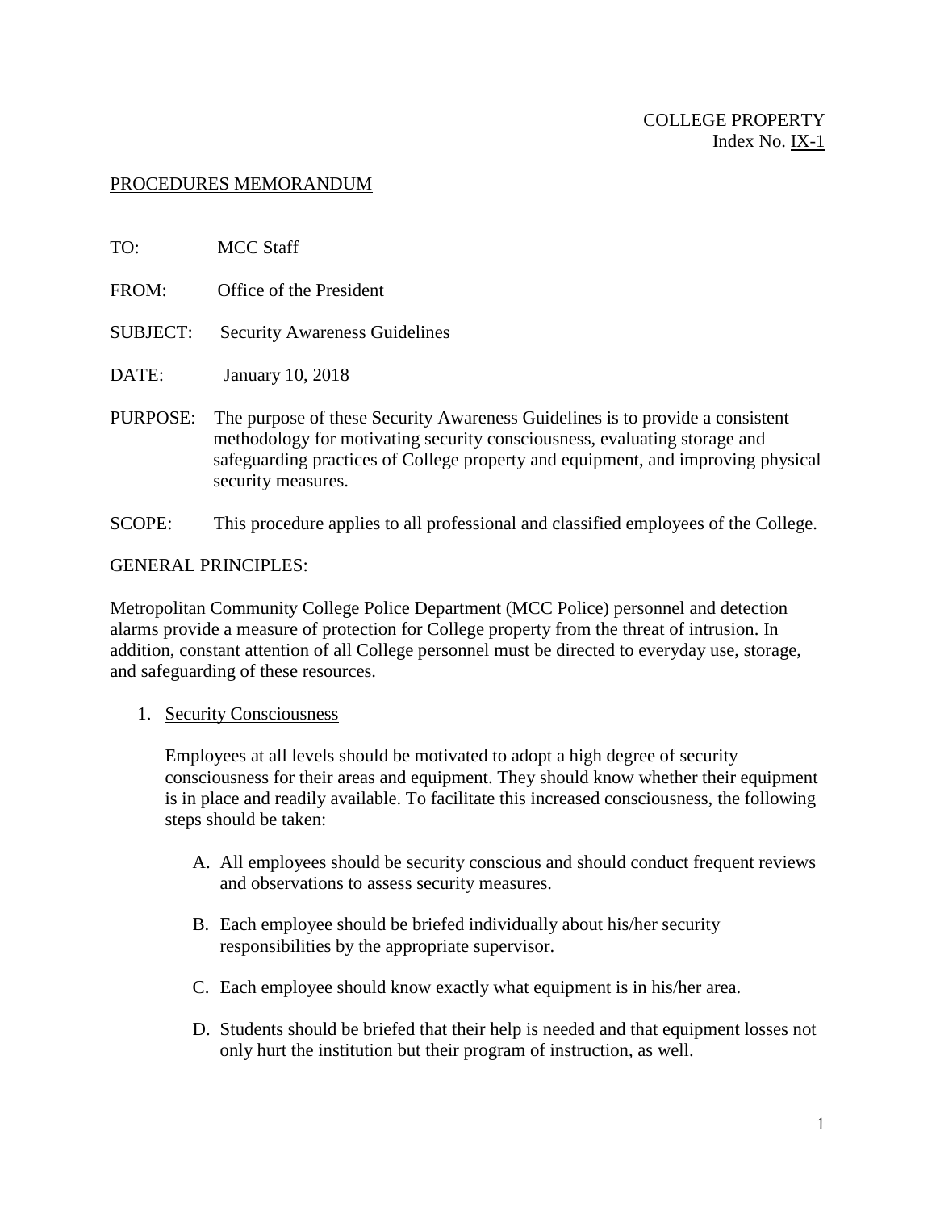COLLEGE PROPERTY
Index No. IX-1

PROCEDURES MEMORANDUM

TO: MCC Staff

FROM: Office of the President

SUBJECT: Security Awareness Guidelines

DATE: January 10, 2018

PURPOSE: The purpose of these Security Awareness Guidelines is to provide a consistent methodology for motivating security consciousness, evaluating storage and safeguarding practices of College property and equipment, and improving physical security measures.

SCOPE: This procedure applies to all professional and classified employees of the College.

GENERAL PRINCIPLES:

Metropolitan Community College Police Department (MCC Police) personnel and detection alarms provide a measure of protection for College property from the threat of intrusion. In addition, constant attention of all College personnel must be directed to everyday use, storage, and safeguarding of these resources.

1. Security Consciousness

   Employees at all levels should be motivated to adopt a high degree of security consciousness for their areas and equipment. They should know whether their equipment is in place and readily available. To facilitate this increased consciousness, the following steps should be taken:

   A. All employees should be security conscious and should conduct frequent reviews and observations to assess security measures.

   B. Each employee should be briefed individually about his/her security responsibilities by the appropriate supervisor.

   C. Each employee should know exactly what equipment is in his/her area.

   D. Students should be briefed that their help is needed and that equipment losses not only hurt the institution but their program of instruction, as well.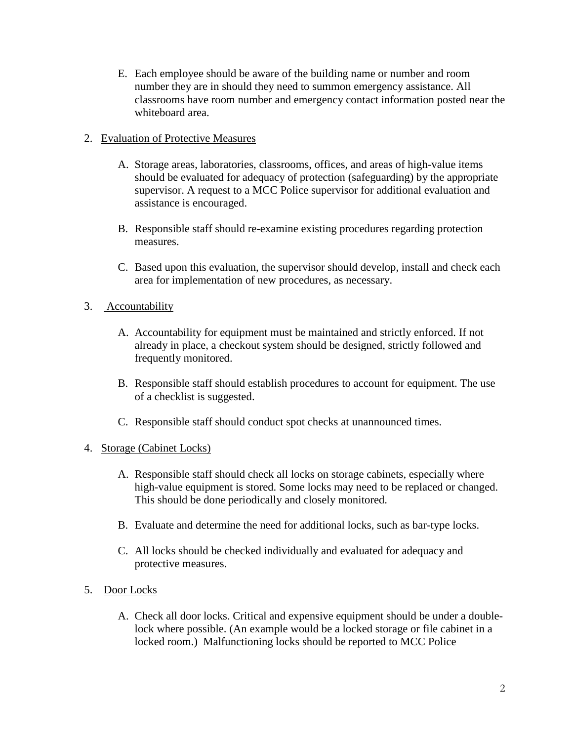E. Each employee should be aware of the building name or number and room number they are in should they need to summon emergency assistance. All classrooms have room number and emergency contact information posted near the whiteboard area.

2. <u>Evaluation of Protective Measures</u>

   A. Storage areas, laboratories, classrooms, offices, and areas of high-value items should be evaluated for adequacy of protection (safeguarding) by the appropriate supervisor. A request to a MCC Police supervisor for additional evaluation and assistance is encouraged.

   B. Responsible staff should re-examine existing procedures regarding protection measures.

   C. Based upon this evaluation, the supervisor should develop, install and check each area for implementation of new procedures, as necessary.

3. <u>Accountability</u>

   A. Accountability for equipment must be maintained and strictly enforced. If not already in place, a checkout system should be designed, strictly followed and frequently monitored.

   B. Responsible staff should establish procedures to account for equipment. The use of a checklist is suggested.

   C. Responsible staff should conduct spot checks at unannounced times.

4. <u>Storage (Cabinet Locks)</u>

   A. Responsible staff should check all locks on storage cabinets, especially where high-value equipment is stored. Some locks may need to be replaced or changed. This should be done periodically and closely monitored.

   B. Evaluate and determine the need for additional locks, such as bar-type locks.

   C. All locks should be checked individually and evaluated for adequacy and protective measures.

5. <u>Door Locks</u>

   A. Check all door locks. Critical and expensive equipment should be under a double-lock where possible. (An example would be a locked storage or file cabinet in a locked room.) Malfunctioning locks should be reported to MCC Police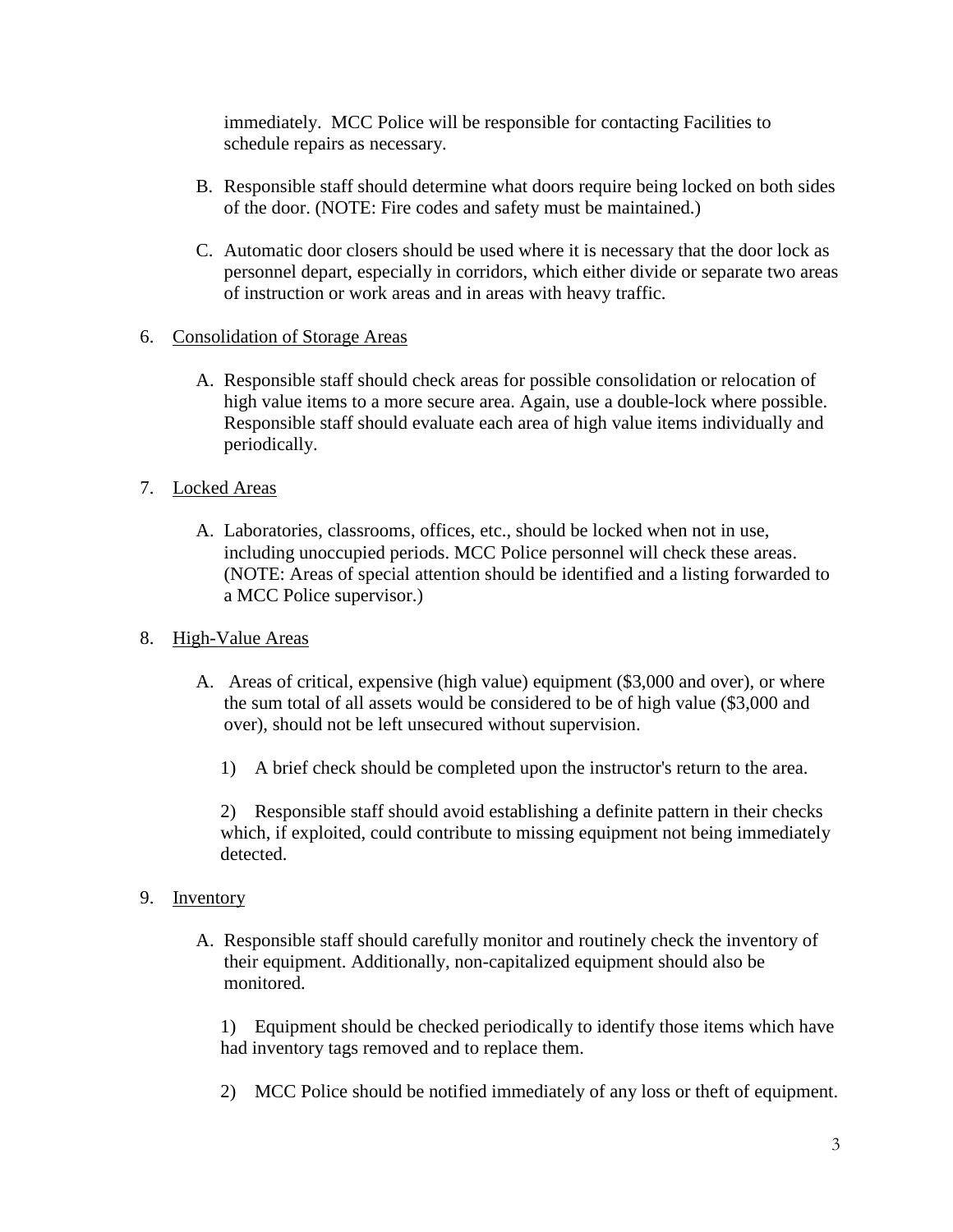immediately. MCC Police will be responsible for contacting Facilities to schedule repairs as necessary.

B. Responsible staff should determine what doors require being locked on both sides of the door. (NOTE: Fire codes and safety must be maintained.)

C. Automatic door closers should be used where it is necessary that the door lock as personnel depart, especially in corridors, which either divide or separate two areas of instruction or work areas and in areas with heavy traffic.

6. <u>Consolidation of Storage Areas</u>

   A. Responsible staff should check areas for possible consolidation or relocation of high value items to a more secure area. Again, use a double-lock where possible. Responsible staff should evaluate each area of high value items individually and periodically.

7. <u>Locked Areas</u>

   A. Laboratories, classrooms, offices, etc., should be locked when not in use, including unoccupied periods. MCC Police personnel will check these areas. (NOTE: Areas of special attention should be identified and a listing forwarded to a MCC Police supervisor.)

8. <u>High-Value Areas</u>

   A. Areas of critical, expensive (high value) equipment ($3,000 and over), or where the sum total of all assets would be considered to be of high value ($3,000 and over), should not be left unsecured without supervision.

      1) A brief check should be completed upon the instructor's return to the area.

      2) Responsible staff should avoid establishing a definite pattern in their checks which, if exploited, could contribute to missing equipment not being immediately detected.

9. <u>Inventory</u>

   A. Responsible staff should carefully monitor and routinely check the inventory of their equipment. Additionally, non-capitalized equipment should also be monitored.

      1) Equipment should be checked periodically to identify those items which have had inventory tags removed and to replace them.

      2) MCC Police should be notified immediately of any loss or theft of equipment.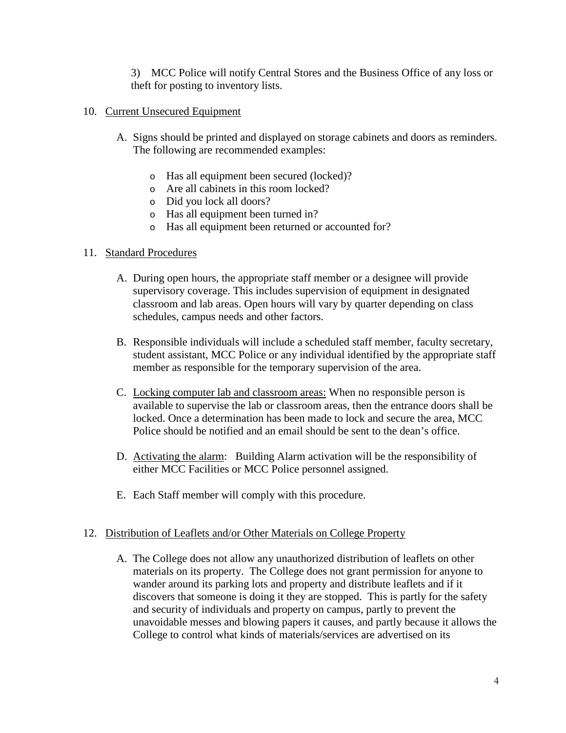3) MCC Police will notify Central Stores and the Business Office of any loss or theft for posting to inventory lists.

10. <u>Current Unsecured Equipment</u>

    A. Signs should be printed and displayed on storage cabinets and doors as reminders. The following are recommended examples:

       - Has all equipment been secured (locked)?
       - Are all cabinets in this room locked?
       - Did you lock all doors?
       - Has all equipment been turned in?
       - Has all equipment been returned or accounted for?

11. <u>Standard Procedures</u>

    A. During open hours, the appropriate staff member or a designee will provide supervisory coverage. This includes supervision of equipment in designated classroom and lab areas. Open hours will vary by quarter depending on class schedules, campus needs and other factors.

    B. Responsible individuals will include a scheduled staff member, faculty secretary, student assistant, MCC Police or any individual identified by the appropriate staff member as responsible for the temporary supervision of the area.

    C. <u>Locking computer lab and classroom areas:</u> When no responsible person is available to supervise the lab or classroom areas, then the entrance doors shall be locked. Once a determination has been made to lock and secure the area, MCC Police should be notified and an email should be sent to the dean's office.

    D. <u>Activating the alarm</u>: Building Alarm activation will be the responsibility of either MCC Facilities or MCC Police personnel assigned.

    E. Each Staff member will comply with this procedure.

12. <u>Distribution of Leaflets and/or Other Materials on College Property</u>

    A. The College does not allow any unauthorized distribution of leaflets on other materials on its property. The College does not grant permission for anyone to wander around its parking lots and property and distribute leaflets and if it discovers that someone is doing it they are stopped. This is partly for the safety and security of individuals and property on campus, partly to prevent the unavoidable messes and blowing papers it causes, and partly because it allows the College to control what kinds of materials/services are advertised on its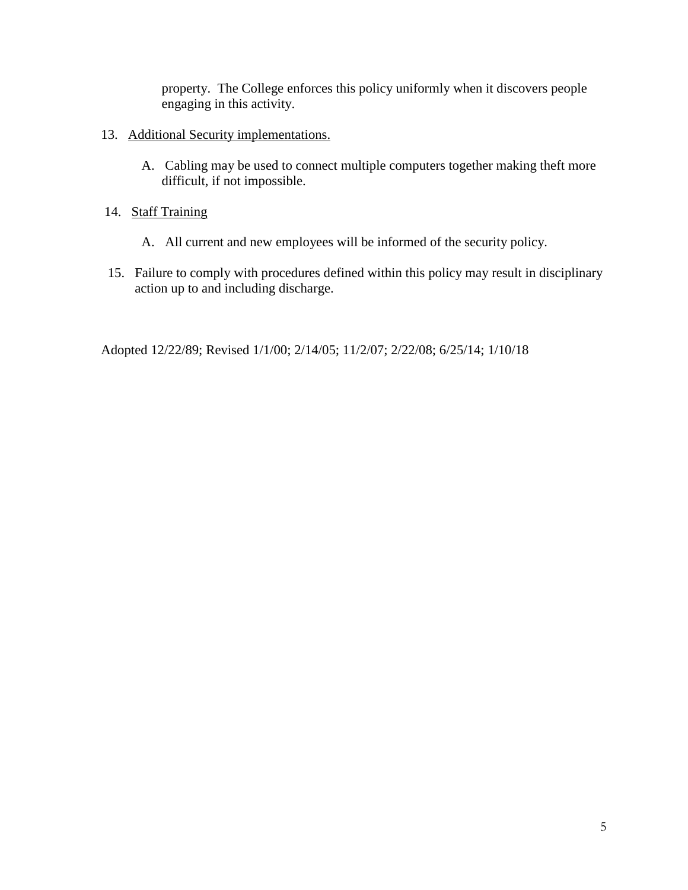property. The College enforces this policy uniformly when it discovers people engaging in this activity.

13. Additional Security implementations.

    A. Cabling may be used to connect multiple computers together making theft more difficult, if not impossible.

14. Staff Training

    A. All current and new employees will be informed of the security policy.

15. Failure to comply with procedures defined within this policy may result in disciplinary action up to and including discharge.

Adopted 12/22/89; Revised 1/1/00; 2/14/05; 11/2/07; 2/22/08; 6/25/14; 1/10/18